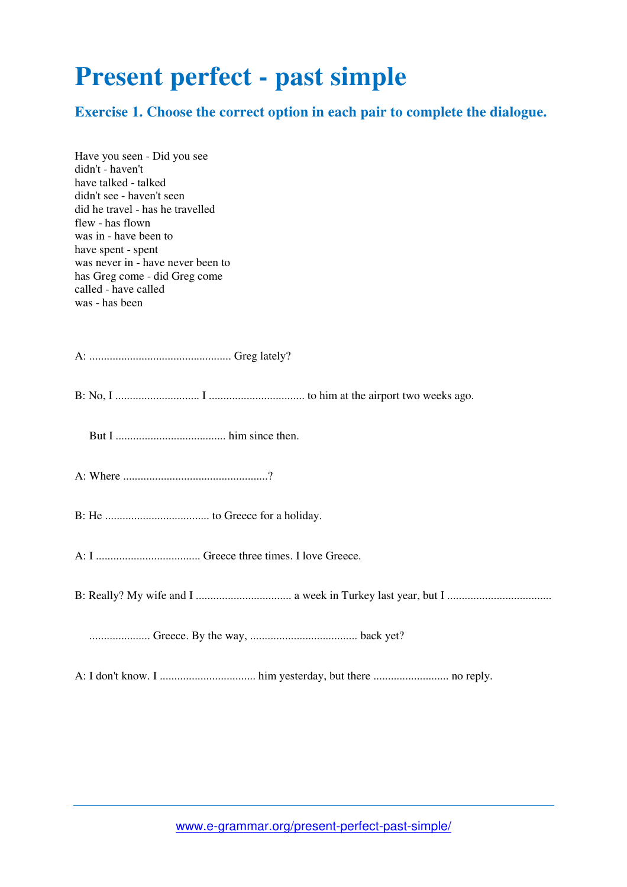# Present perfect - past simple

## Exercise 1. Choose the correct option in each pair to complete the dialogue.

Have you seen - Did you see
didn't - haven't
have talked - talked
didn't see - haven't seen
did he travel - has he travelled
flew - has flown
was in - have been to
have spent - spent
was never in - have never been to
has Greg come - did Greg come
called - have called
was - has been

A: ................................................ Greg lately?

B: No, I ............................ I ................................ to him at the airport two weeks ago.

But I ..................................... him since then.

A: Where .................................................?

B: He ................................... to Greece for a holiday.

A: I ................................... Greece three times. I love Greece.

B: Really? My wife and I ................................ a week in Turkey last year, but I ...................................

.................... Greece. By the way, .................................... back yet?

A: I don't know. I ................................ him yesterday, but there ......................... no reply.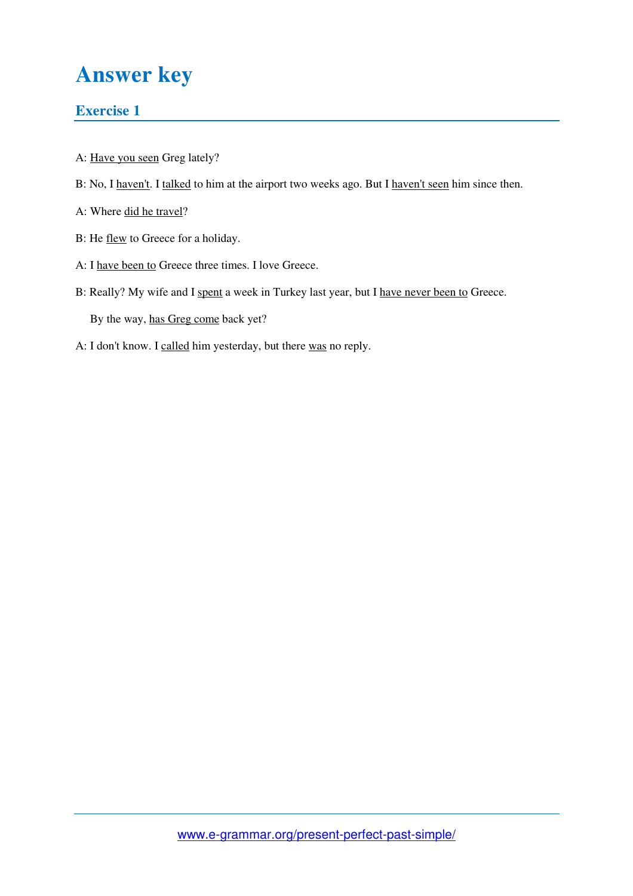# Answer key

## Exercise 1

A: Have you seen Greg lately?

B: No, I haven't. I talked to him at the airport two weeks ago. But I haven't seen him since then.

A: Where did he travel?

B: He flew to Greece for a holiday.

A: I have been to Greece three times. I love Greece.

B: Really? My wife and I spent a week in Turkey last year, but I have never been to Greece.

By the way, has Greg come back yet?

A: I don't know. I called him yesterday, but there was no reply.